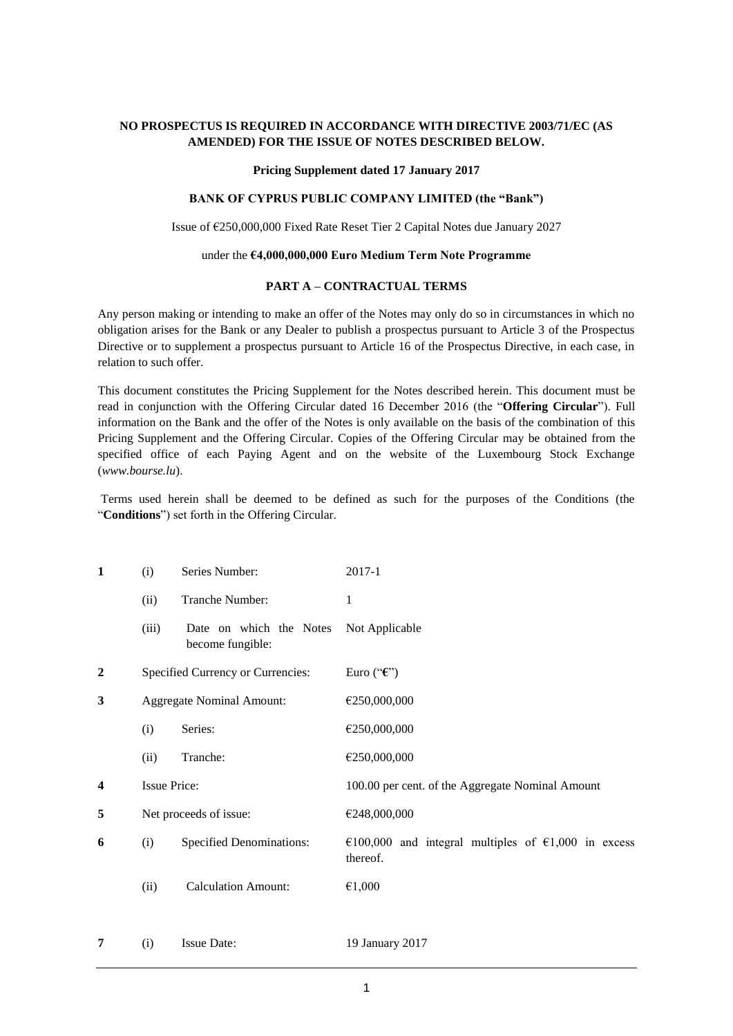**NO PROSPECTUS IS REQUIRED IN ACCORDANCE WITH DIRECTIVE 2003/71/EC (AS AMENDED) FOR THE ISSUE OF NOTES DESCRIBED BELOW.**

**Pricing Supplement dated 17 January 2017**

**BANK OF CYPRUS PUBLIC COMPANY LIMITED (the "Bank")**

Issue of €250,000,000 Fixed Rate Reset Tier 2 Capital Notes due January 2027

under the **€4,000,000,000 Euro Medium Term Note Programme**

**PART A – CONTRACTUAL TERMS**

Any person making or intending to make an offer of the Notes may only do so in circumstances in which no obligation arises for the Bank or any Dealer to publish a prospectus pursuant to Article 3 of the Prospectus Directive or to supplement a prospectus pursuant to Article 16 of the Prospectus Directive, in each case, in relation to such offer.

This document constitutes the Pricing Supplement for the Notes described herein. This document must be read in conjunction with the Offering Circular dated 16 December 2016 (the "**Offering Circular**"). Full information on the Bank and the offer of the Notes is only available on the basis of the combination of this Pricing Supplement and the Offering Circular. Copies of the Offering Circular may be obtained from the specified office of each Paying Agent and on the website of the Luxembourg Stock Exchange (*www.bourse.lu*).

Terms used herein shall be deemed to be defined as such for the purposes of the Conditions (the "**Conditions**") set forth in the Offering Circular.

| | | | |
|---|---|---|---|
| **1** | (i) | Series Number: | 2017-1 |
| | (ii) | Tranche Number: | 1 |
| | (iii) | Date on which the Notes become fungible: | Not Applicable |
| **2** | | Specified Currency or Currencies: | Euro ("**€**") |
| **3** | | Aggregate Nominal Amount: | €250,000,000 |
| | (i) | Series: | €250,000,000 |
| | (ii) | Tranche: | €250,000,000 |
| **4** | | Issue Price: | 100.00 per cent. of the Aggregate Nominal Amount |
| **5** | | Net proceeds of issue: | €248,000,000 |
| **6** | (i) | Specified Denominations: | €100,000 and integral multiples of €1,000 in excess thereof. |
| | (ii) | Calculation Amount: | €1,000 |
| **7** | (i) | Issue Date: | 19 January 2017 |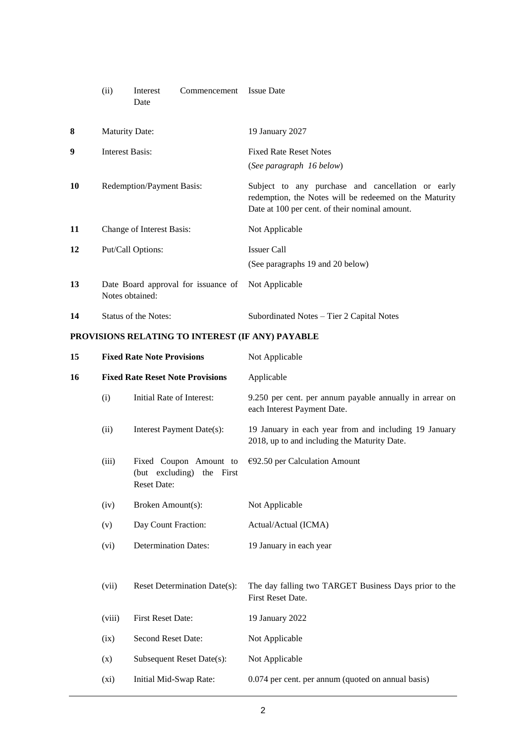| | | | |
|---|---|---|---|
| | (ii) | Interest Commencement Date | Issue Date |
| **8** | Maturity Date: | | 19 January 2027 |
| **9** | Interest Basis: | | Fixed Rate Reset Notes<br>(*See paragraph 16 below*) |
| **10** | Redemption/Payment Basis: | | Subject to any purchase and cancellation or early redemption, the Notes will be redeemed on the Maturity Date at 100 per cent. of their nominal amount. |
| **11** | Change of Interest Basis: | | Not Applicable |
| **12** | Put/Call Options: | | Issuer Call<br>(See paragraphs 19 and 20 below) |
| **13** | Date Board approval for issuance of Notes obtained: | | Not Applicable |
| **14** | Status of the Notes: | | Subordinated Notes – Tier 2 Capital Notes |

## PROVISIONS RELATING TO INTEREST (IF ANY) PAYABLE

| | | | |
|---|---|---|---|
| **15** | **Fixed Rate Note Provisions** | | Not Applicable |
| **16** | **Fixed Rate Reset Note Provisions** | | Applicable |
| | (i) | Initial Rate of Interest: | 9.250 per cent. per annum payable annually in arrear on each Interest Payment Date. |
| | (ii) | Interest Payment Date(s): | 19 January in each year from and including 19 January 2018, up to and including the Maturity Date. |
| | (iii) | Fixed Coupon Amount to (but excluding) the First Reset Date: | €92.50 per Calculation Amount |
| | (iv) | Broken Amount(s): | Not Applicable |
| | (v) | Day Count Fraction: | Actual/Actual (ICMA) |
| | (vi) | Determination Dates: | 19 January in each year |
| | (vii) | Reset Determination Date(s): | The day falling two TARGET Business Days prior to the First Reset Date. |
| | (viii) | First Reset Date: | 19 January 2022 |
| | (ix) | Second Reset Date: | Not Applicable |
| | (x) | Subsequent Reset Date(s): | Not Applicable |
| | (xi) | Initial Mid-Swap Rate: | 0.074 per cent. per annum (quoted on annual basis) |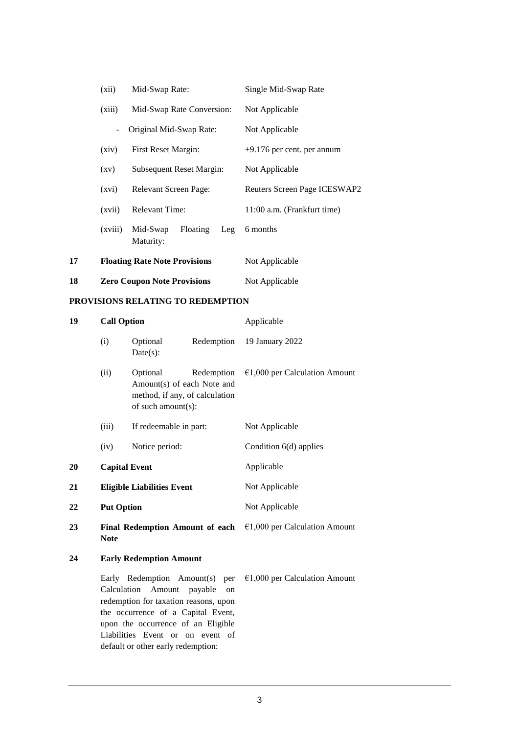| | | | |
|---|---|---|---|
| | (xii) | Mid-Swap Rate: | Single Mid-Swap Rate |
| | (xiii) | Mid-Swap Rate Conversion: | Not Applicable |
| | - | Original Mid-Swap Rate: | Not Applicable |
| | (xiv) | First Reset Margin: | +9.176 per cent. per annum |
| | (xv) | Subsequent Reset Margin: | Not Applicable |
| | (xvi) | Relevant Screen Page: | Reuters Screen Page ICESWAP2 |
| | (xvii) | Relevant Time: | 11:00 a.m. (Frankfurt time) |
| | (xviii) | Mid-Swap Floating Leg Maturity: | 6 months |
| **17** | **Floating Rate Note Provisions** | | Not Applicable |
| **18** | **Zero Coupon Note Provisions** | | Not Applicable |

**PROVISIONS RELATING TO REDEMPTION**

| | | | |
|---|---|---|---|
| **19** | **Call Option** | | Applicable |
| | (i) | Optional Redemption Date(s): | 19 January 2022 |
| | (ii) | Optional Redemption Amount(s) of each Note and method, if any, of calculation of such amount(s): | €1,000 per Calculation Amount |
| | (iii) | If redeemable in part: | Not Applicable |
| | (iv) | Notice period: | Condition 6(d) applies |
| **20** | **Capital Event** | | Applicable |
| **21** | **Eligible Liabilities Event** | | Not Applicable |
| **22** | **Put Option** | | Not Applicable |
| **23** | **Final Redemption Amount of each Note** | | €1,000 per Calculation Amount |
| **24** | **Early Redemption Amount** | | |
| | Early Redemption Amount(s) per Calculation Amount payable on redemption for taxation reasons, upon the occurrence of a Capital Event, upon the occurrence of an Eligible Liabilities Event or on event of default or other early redemption: | | €1,000 per Calculation Amount |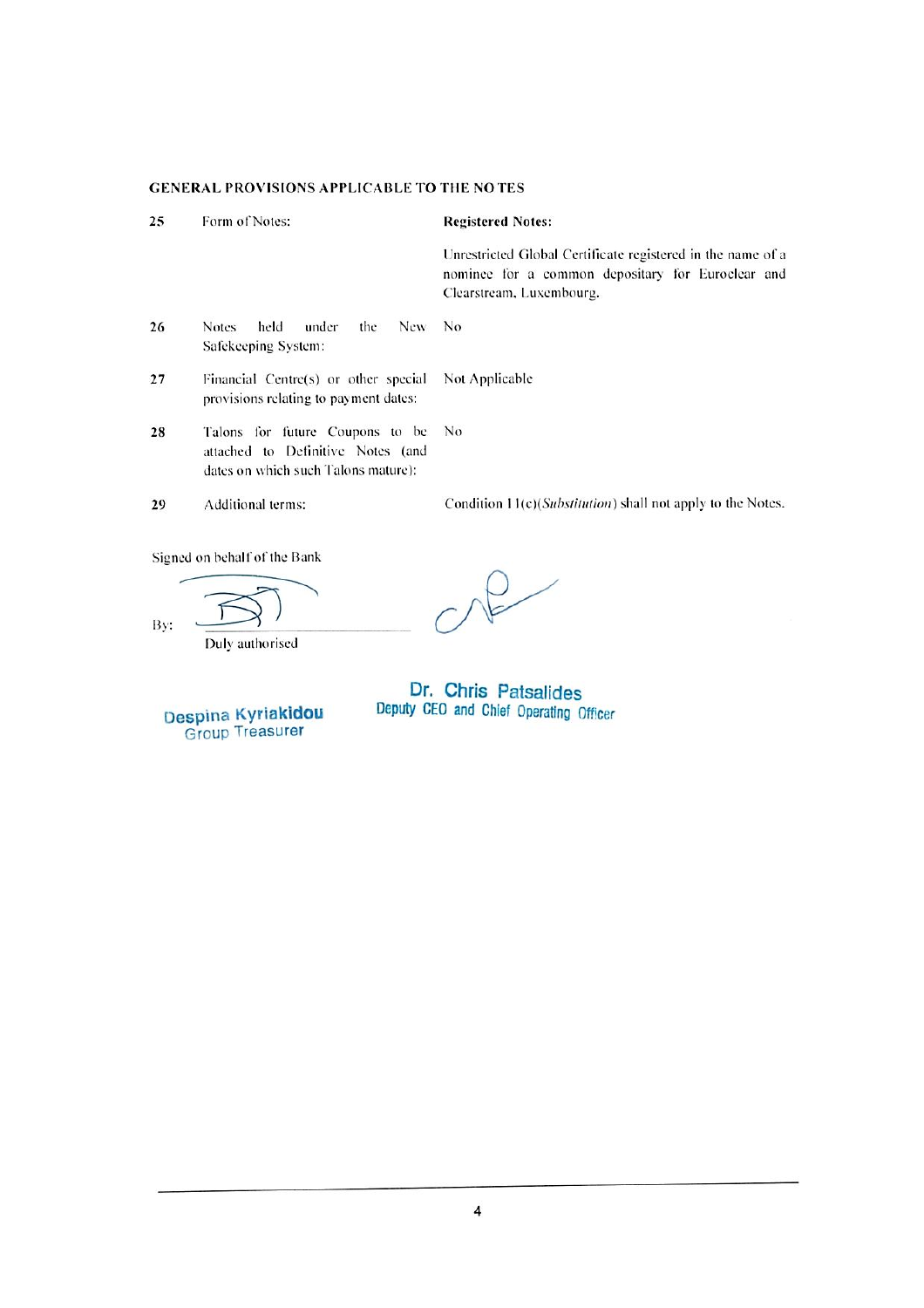**GENERAL PROVISIONS APPLICABLE TO THE NOTES**

| | | |
|---|---|---|
| 25 | Form of Notes: | **Registered Notes:**<br><br>Unrestricted Global Certificate registered in the name of a nominee for a common depositary for Euroclear and Clearstream, Luxembourg. |
| 26 | Notes held under the New Safekeeping System: | No |
| 27 | Financial Centre(s) or other special provisions relating to payment dates: | Not Applicable |
| 28 | Talons for future Coupons to be attached to Definitive Notes (and dates on which such Talons mature): | No |
| 29 | Additional terms: | Condition 11(c)(*Substitution*) shall not apply to the Notes. |

Signed on behalf of the Bank

By: ______________________
Duly authorised

Despina Kyriakidou
Group Treasurer

Dr. Chris Patsalides
Deputy CEO and Chief Operating Officer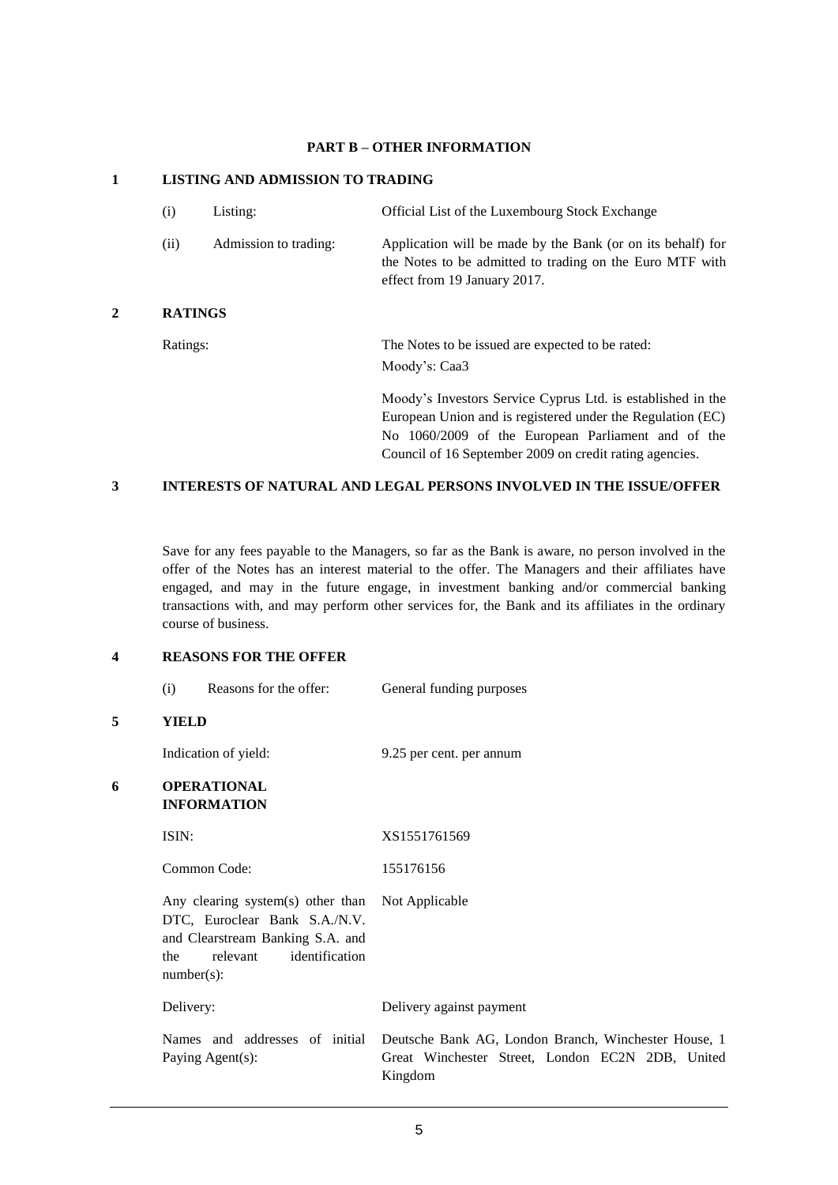## PART B – OTHER INFORMATION

### 1 LISTING AND ADMISSION TO TRADING

| | | |
|---|---|---|
| (i) | Listing: | Official List of the Luxembourg Stock Exchange |
| (ii) | Admission to trading: | Application will be made by the Bank (or on its behalf) for the Notes to be admitted to trading on the Euro MTF with effect from 19 January 2017. |

### 2 RATINGS

| | |
|---|---|
| Ratings: | The Notes to be issued are expected to be rated:<br>Moody's: Caa3<br><br>Moody's Investors Service Cyprus Ltd. is established in the European Union and is registered under the Regulation (EC) No 1060/2009 of the European Parliament and of the Council of 16 September 2009 on credit rating agencies. |

### 3 INTERESTS OF NATURAL AND LEGAL PERSONS INVOLVED IN THE ISSUE/OFFER

Save for any fees payable to the Managers, so far as the Bank is aware, no person involved in the offer of the Notes has an interest material to the offer. The Managers and their affiliates have engaged, and may in the future engage, in investment banking and/or commercial banking transactions with, and may perform other services for, the Bank and its affiliates in the ordinary course of business.

### 4 REASONS FOR THE OFFER

| | | |
|---|---|---|
| (i) | Reasons for the offer: | General funding purposes |

### 5 YIELD

| | |
|---|---|
| Indication of yield: | 9.25 per cent. per annum |

### 6 OPERATIONAL INFORMATION

| | |
|---|---|
| ISIN: | XS1551761569 |
| Common Code: | 155176156 |
| Any clearing system(s) other than DTC, Euroclear Bank S.A./N.V. and Clearstream Banking S.A. and the relevant identification number(s): | Not Applicable |
| Delivery: | Delivery against payment |
| Names and addresses of initial Paying Agent(s): | Deutsche Bank AG, London Branch, Winchester House, 1 Great Winchester Street, London EC2N 2DB, United Kingdom |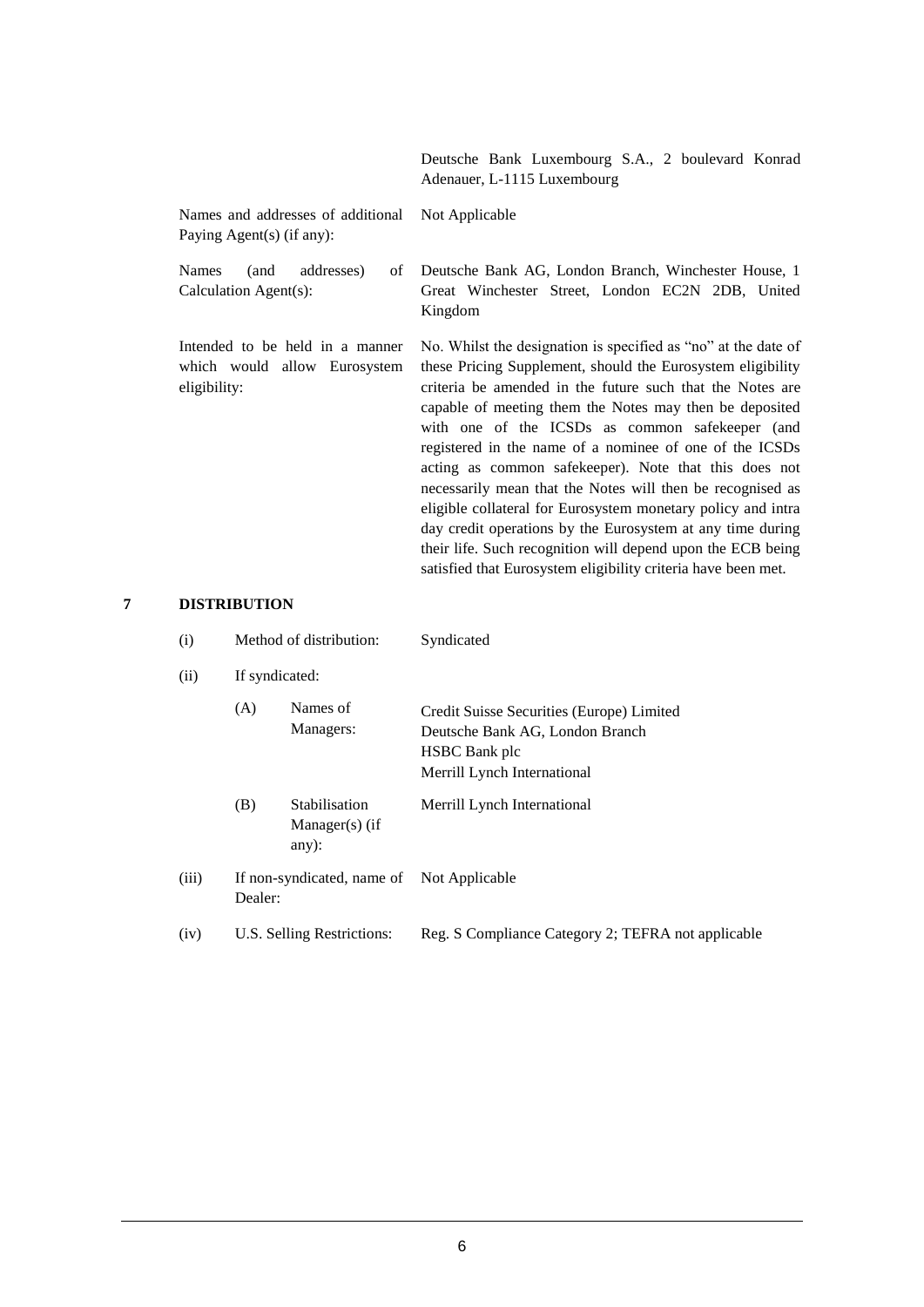| | |
|---|---|
| | Deutsche Bank Luxembourg S.A., 2 boulevard Konrad Adenauer, L-1115 Luxembourg |
| Names and addresses of additional Paying Agent(s) (if any): | Not Applicable |
| Names (and addresses) of Calculation Agent(s): | Deutsche Bank AG, London Branch, Winchester House, 1 Great Winchester Street, London EC2N 2DB, United Kingdom |
| Intended to be held in a manner which would allow Eurosystem eligibility: | No. Whilst the designation is specified as "no" at the date of these Pricing Supplement, should the Eurosystem eligibility criteria be amended in the future such that the Notes are capable of meeting them the Notes may then be deposited with one of the ICSDs as common safekeeper (and registered in the name of a nominee of one of the ICSDs acting as common safekeeper). Note that this does not necessarily mean that the Notes will then be recognised as eligible collateral for Eurosystem monetary policy and intra day credit operations by the Eurosystem at any time during their life. Such recognition will depend upon the ECB being satisfied that Eurosystem eligibility criteria have been met. |

## 7 DISTRIBUTION

| | | | |
|---|---|---|---|
| (i) | Method of distribution: | | Syndicated |
| (ii) | If syndicated: | | |
| | (A) | Names of Managers: | Credit Suisse Securities (Europe) Limited<br>Deutsche Bank AG, London Branch<br>HSBC Bank plc<br>Merrill Lynch International |
| | (B) | Stabilisation Manager(s) (if any): | Merrill Lynch International |
| (iii) | If non-syndicated, name of Dealer: | | Not Applicable |
| (iv) | U.S. Selling Restrictions: | | Reg. S Compliance Category 2; TEFRA not applicable |